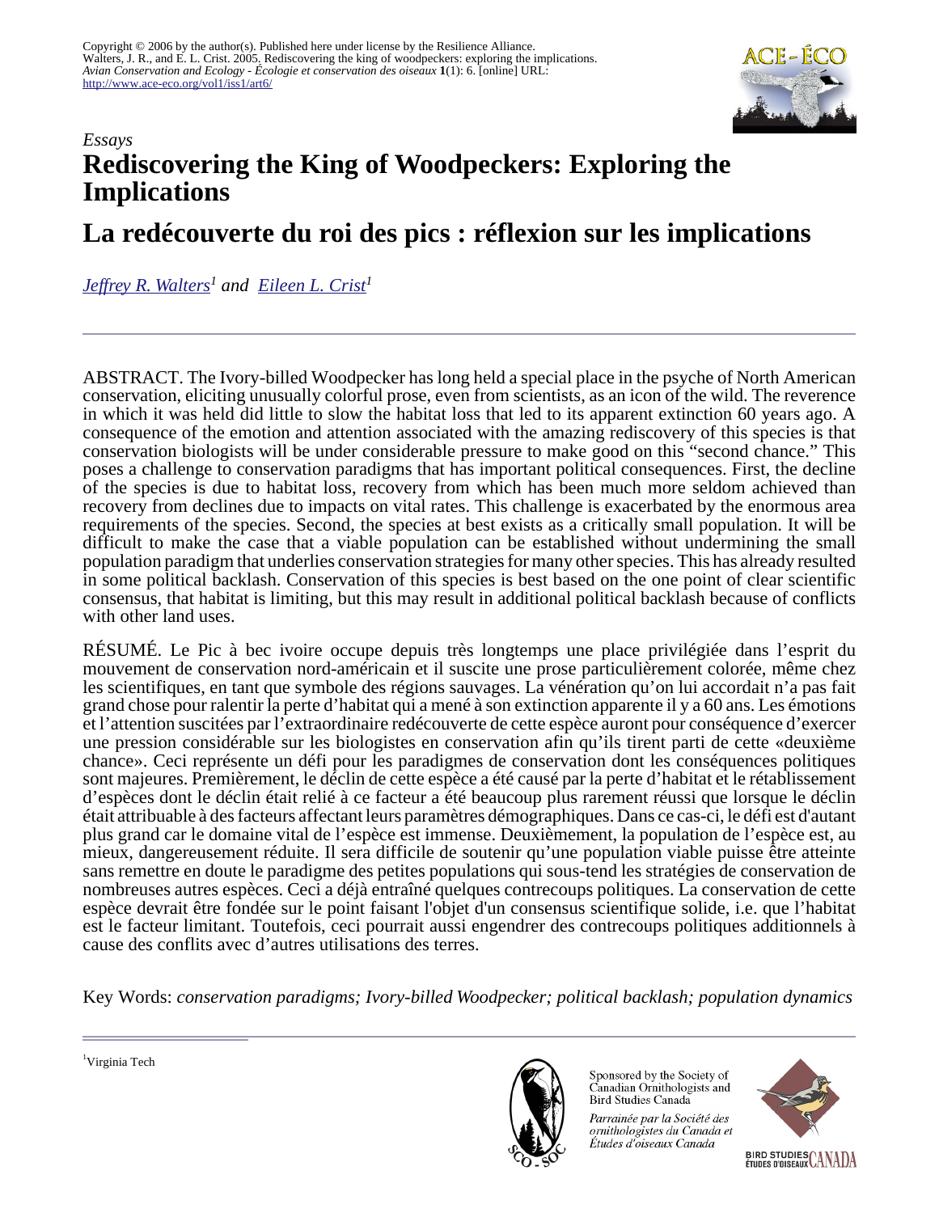Copyright © 2006 by the author(s). Published here under license by the Resilience Alliance.
Walters, J. R., and E. L. Crist. 2005. Rediscovering the king of woodpeckers: exploring the implications. *Avian Conservation and Ecology - Écologie et conservation des oiseaux* **1**(1): 6. [online] URL: http://www.ace-eco.org/vol1/iss1/art6/

*Essays*

# Rediscovering the King of Woodpeckers: Exploring the Implications

# La redécouverte du roi des pics : réflexion sur les implications

*Jeffrey R. Walters*[1] *and Eileen L. Crist*[1]

---

ABSTRACT. The Ivory-billed Woodpecker has long held a special place in the psyche of North American conservation, eliciting unusually colorful prose, even from scientists, as an icon of the wild. The reverence in which it was held did little to slow the habitat loss that led to its apparent extinction 60 years ago. A consequence of the emotion and attention associated with the amazing rediscovery of this species is that conservation biologists will be under considerable pressure to make good on this "second chance." This poses a challenge to conservation paradigms that has important political consequences. First, the decline of the species is due to habitat loss, recovery from which has been much more seldom achieved than recovery from declines due to impacts on vital rates. This challenge is exacerbated by the enormous area requirements of the species. Second, the species at best exists as a critically small population. It will be difficult to make the case that a viable population can be established without undermining the small population paradigm that underlies conservation strategies for many other species. This has already resulted in some political backlash. Conservation of this species is best based on the one point of clear scientific consensus, that habitat is limiting, but this may result in additional political backlash because of conflicts with other land uses.

RÉSUMÉ. Le Pic à bec ivoire occupe depuis très longtemps une place privilégiée dans l'esprit du mouvement de conservation nord-américain et il suscite une prose particulièrement colorée, même chez les scientifiques, en tant que symbole des régions sauvages. La vénération qu'on lui accordait n'a pas fait grand chose pour ralentir la perte d'habitat qui a mené à son extinction apparente il y a 60 ans. Les émotions et l'attention suscitées par l'extraordinaire redécouverte de cette espèce auront pour conséquence d'exercer une pression considérable sur les biologistes en conservation afin qu'ils tirent parti de cette «deuxième chance». Ceci représente un défi pour les paradigmes de conservation dont les conséquences politiques sont majeures. Premièrement, le déclin de cette espèce a été causé par la perte d'habitat et le rétablissement d'espèces dont le déclin était relié à ce facteur a été beaucoup plus rarement réussi que lorsque le déclin était attribuable à des facteurs affectant leurs paramètres démographiques. Dans ce cas-ci, le défi est d'autant plus grand car le domaine vital de l'espèce est immense. Deuxièmement, la population de l'espèce est, au mieux, dangereusement réduite. Il sera difficile de soutenir qu'une population viable puisse être atteinte sans remettre en doute le paradigme des petites populations qui sous-tend les stratégies de conservation de nombreuses autres espèces. Ceci a déjà entraîné quelques contrecoups politiques. La conservation de cette espèce devrait être fondée sur le point faisant l'objet d'un consensus scientifique solide, i.e. que l'habitat est le facteur limitant. Toutefois, ceci pourrait aussi engendrer des contrecoups politiques additionnels à cause des conflits avec d'autres utilisations des terres.

Key Words: *conservation paradigms; Ivory-billed Woodpecker; political backlash; population dynamics*

---

[1]Virginia Tech

Sponsored by the Society of Canadian Ornithologists and Bird Studies Canada

*Parrainée par la Société des ornithologistes du Canada et Études d'oiseaux Canada*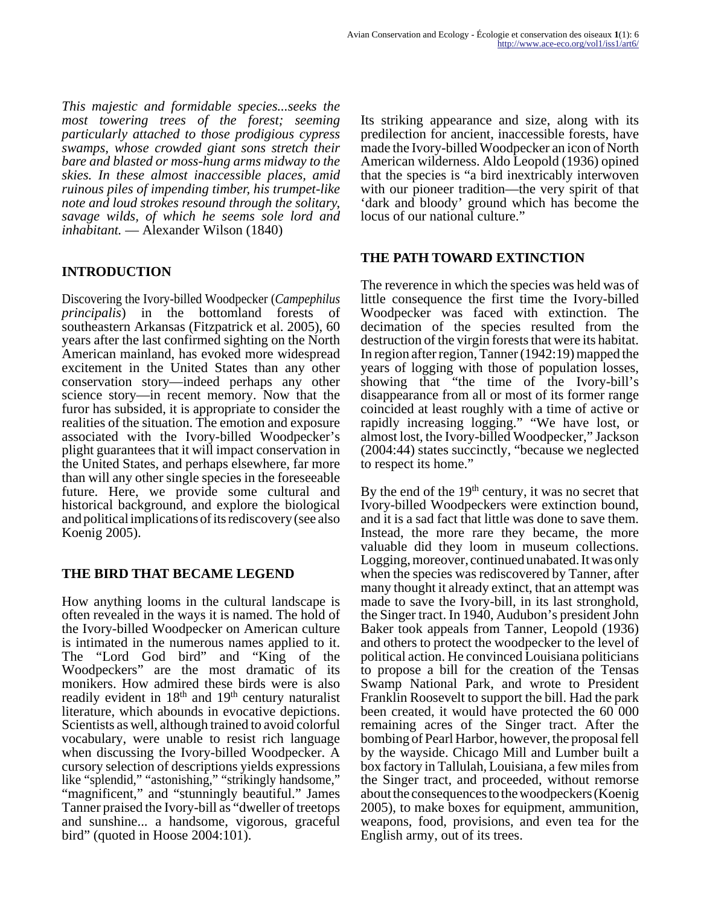*This majestic and formidable species...seeks the most towering trees of the forest; seeming particularly attached to those prodigious cypress swamps, whose crowded giant sons stretch their bare and blasted or moss-hung arms midway to the skies. In these almost inaccessible places, amid ruinous piles of impending timber, his trumpet-like note and loud strokes resound through the solitary, savage wilds, of which he seems sole lord and inhabitant.* — Alexander Wilson (1840)

## INTRODUCTION

Discovering the Ivory-billed Woodpecker (*Campephilus principalis*) in the bottomland forests of southeastern Arkansas (Fitzpatrick et al. 2005), 60 years after the last confirmed sighting on the North American mainland, has evoked more widespread excitement in the United States than any other conservation story—indeed perhaps any other science story—in recent memory. Now that the furor has subsided, it is appropriate to consider the realities of the situation. The emotion and exposure associated with the Ivory-billed Woodpecker's plight guarantees that it will impact conservation in the United States, and perhaps elsewhere, far more than will any other single species in the foreseeable future. Here, we provide some cultural and historical background, and explore the biological and political implications of its rediscovery (see also Koenig 2005).

## THE BIRD THAT BECAME LEGEND

How anything looms in the cultural landscape is often revealed in the ways it is named. The hold of the Ivory-billed Woodpecker on American culture is intimated in the numerous names applied to it. The "Lord God bird" and "King of the Woodpeckers" are the most dramatic of its monikers. How admired these birds were is also readily evident in 18th and 19th century naturalist literature, which abounds in evocative depictions. Scientists as well, although trained to avoid colorful vocabulary, were unable to resist rich language when discussing the Ivory-billed Woodpecker. A cursory selection of descriptions yields expressions like "splendid," "astonishing," "strikingly handsome," "magnificent," and "stunningly beautiful." James Tanner praised the Ivory-bill as "dweller of treetops and sunshine... a handsome, vigorous, graceful bird" (quoted in Hoose 2004:101).

Its striking appearance and size, along with its predilection for ancient, inaccessible forests, have made the Ivory-billed Woodpecker an icon of North American wilderness. Aldo Leopold (1936) opined that the species is "a bird inextricably interwoven with our pioneer tradition—the very spirit of that 'dark and bloody' ground which has become the locus of our national culture."

## THE PATH TOWARD EXTINCTION

The reverence in which the species was held was of little consequence the first time the Ivory-billed Woodpecker was faced with extinction. The decimation of the species resulted from the destruction of the virgin forests that were its habitat. In region after region, Tanner (1942:19) mapped the years of logging with those of population losses, showing that "the time of the Ivory-bill's disappearance from all or most of its former range coincided at least roughly with a time of active or rapidly increasing logging." "We have lost, or almost lost, the Ivory-billed Woodpecker," Jackson (2004:44) states succinctly, "because we neglected to respect its home."

By the end of the 19th century, it was no secret that Ivory-billed Woodpeckers were extinction bound, and it is a sad fact that little was done to save them. Instead, the more rare they became, the more valuable did they loom in museum collections. Logging, moreover, continued unabated. It was only when the species was rediscovered by Tanner, after many thought it already extinct, that an attempt was made to save the Ivory-bill, in its last stronghold, the Singer tract. In 1940, Audubon's president John Baker took appeals from Tanner, Leopold (1936) and others to protect the woodpecker to the level of political action. He convinced Louisiana politicians to propose a bill for the creation of the Tensas Swamp National Park, and wrote to President Franklin Roosevelt to support the bill. Had the park been created, it would have protected the 60 000 remaining acres of the Singer tract. After the bombing of Pearl Harbor, however, the proposal fell by the wayside. Chicago Mill and Lumber built a box factory in Tallulah, Louisiana, a few miles from the Singer tract, and proceeded, without remorse about the consequences to the woodpeckers (Koenig 2005), to make boxes for equipment, ammunition, weapons, food, provisions, and even tea for the English army, out of its trees.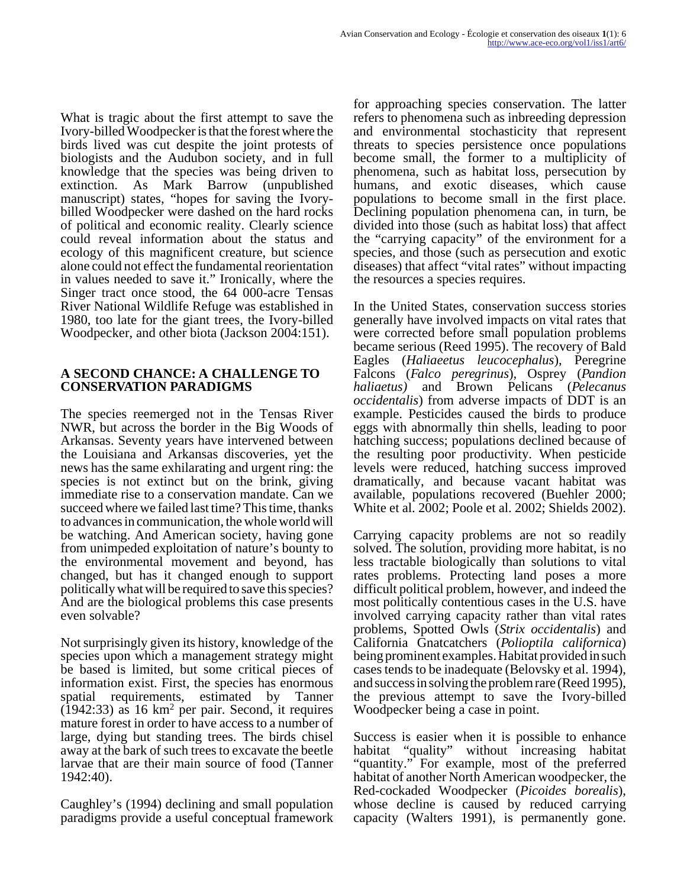What is tragic about the first attempt to save the Ivory-billed Woodpecker is that the forest where the birds lived was cut despite the joint protests of biologists and the Audubon society, and in full knowledge that the species was being driven to extinction. As Mark Barrow (unpublished manuscript) states, "hopes for saving the Ivory-billed Woodpecker were dashed on the hard rocks of political and economic reality. Clearly science could reveal information about the status and ecology of this magnificent creature, but science alone could not effect the fundamental reorientation in values needed to save it." Ironically, where the Singer tract once stood, the 64 000-acre Tensas River National Wildlife Refuge was established in 1980, too late for the giant trees, the Ivory-billed Woodpecker, and other biota (Jackson 2004:151).

## A SECOND CHANCE: A CHALLENGE TO CONSERVATION PARADIGMS

The species reemerged not in the Tensas River NWR, but across the border in the Big Woods of Arkansas. Seventy years have intervened between the Louisiana and Arkansas discoveries, yet the news has the same exhilarating and urgent ring: the species is not extinct but on the brink, giving immediate rise to a conservation mandate. Can we succeed where we failed last time? This time, thanks to advances in communication, the whole world will be watching. And American society, having gone from unimpeded exploitation of nature's bounty to the environmental movement and beyond, has changed, but has it changed enough to support politically what will be required to save this species? And are the biological problems this case presents even solvable?

Not surprisingly given its history, knowledge of the species upon which a management strategy might be based is limited, but some critical pieces of information exist. First, the species has enormous spatial requirements, estimated by Tanner (1942:33) as 16 km$^2$ per pair. Second, it requires mature forest in order to have access to a number of large, dying but standing trees. The birds chisel away at the bark of such trees to excavate the beetle larvae that are their main source of food (Tanner 1942:40).

Caughley's (1994) declining and small population paradigms provide a useful conceptual framework for approaching species conservation. The latter refers to phenomena such as inbreeding depression and environmental stochasticity that represent threats to species persistence once populations become small, the former to a multiplicity of phenomena, such as habitat loss, persecution by humans, and exotic diseases, which cause populations to become small in the first place. Declining population phenomena can, in turn, be divided into those (such as habitat loss) that affect the "carrying capacity" of the environment for a species, and those (such as persecution and exotic diseases) that affect "vital rates" without impacting the resources a species requires.

In the United States, conservation success stories generally have involved impacts on vital rates that were corrected before small population problems became serious (Reed 1995). The recovery of Bald Eagles (*Haliaeetus leucocephalus*), Peregrine Falcons (*Falco peregrinus*), Osprey (*Pandion haliaetus)* and Brown Pelicans (*Pelecanus occidentalis*) from adverse impacts of DDT is an example. Pesticides caused the birds to produce eggs with abnormally thin shells, leading to poor hatching success; populations declined because of the resulting poor productivity. When pesticide levels were reduced, hatching success improved dramatically, and because vacant habitat was available, populations recovered (Buehler 2000; White et al. 2002; Poole et al. 2002; Shields 2002).

Carrying capacity problems are not so readily solved. The solution, providing more habitat, is no less tractable biologically than solutions to vital rates problems. Protecting land poses a more difficult political problem, however, and indeed the most politically contentious cases in the U.S. have involved carrying capacity rather than vital rates problems, Spotted Owls (*Strix occidentalis*) and California Gnatcatchers (*Polioptila californica*) being prominent examples. Habitat provided in such cases tends to be inadequate (Belovsky et al. 1994), and success in solving the problem rare (Reed 1995), the previous attempt to save the Ivory-billed Woodpecker being a case in point.

Success is easier when it is possible to enhance habitat "quality" without increasing habitat "quantity." For example, most of the preferred habitat of another North American woodpecker, the Red-cockaded Woodpecker (*Picoides borealis*), whose decline is caused by reduced carrying capacity (Walters 1991), is permanently gone.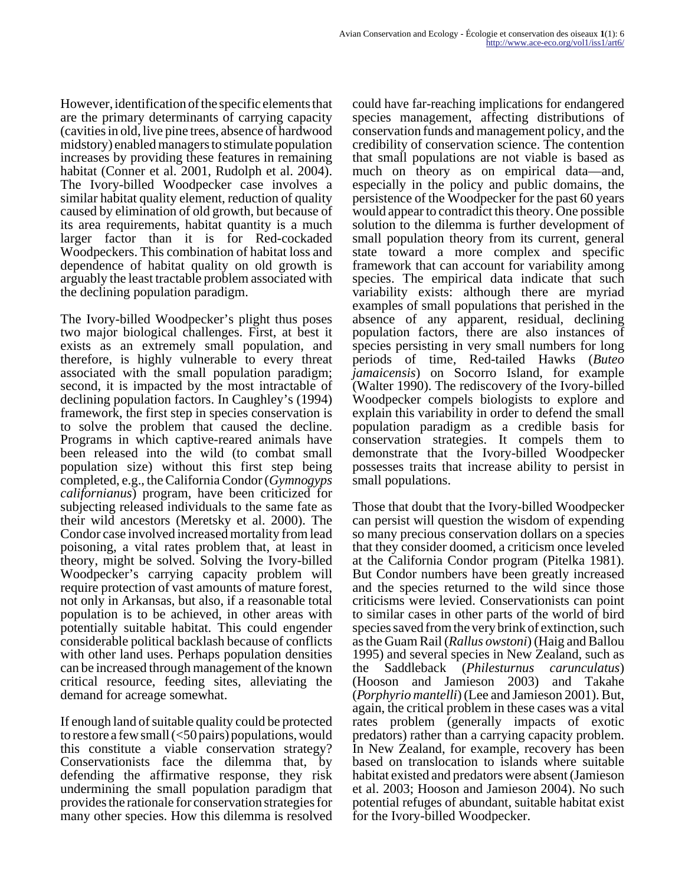However, identification of the specific elements that are the primary determinants of carrying capacity (cavities in old, live pine trees, absence of hardwood midstory) enabled managers to stimulate population increases by providing these features in remaining habitat (Conner et al. 2001, Rudolph et al. 2004). The Ivory-billed Woodpecker case involves a similar habitat quality element, reduction of quality caused by elimination of old growth, but because of its area requirements, habitat quantity is a much larger factor than it is for Red-cockaded Woodpeckers. This combination of habitat loss and dependence of habitat quality on old growth is arguably the least tractable problem associated with the declining population paradigm.

The Ivory-billed Woodpecker's plight thus poses two major biological challenges. First, at best it exists as an extremely small population, and therefore, is highly vulnerable to every threat associated with the small population paradigm; second, it is impacted by the most intractable of declining population factors. In Caughley's (1994) framework, the first step in species conservation is to solve the problem that caused the decline. Programs in which captive-reared animals have been released into the wild (to combat small population size) without this first step being completed, e.g., the California Condor (*Gymnogyps californianus*) program, have been criticized for subjecting released individuals to the same fate as their wild ancestors (Meretsky et al. 2000). The Condor case involved increased mortality from lead poisoning, a vital rates problem that, at least in theory, might be solved. Solving the Ivory-billed Woodpecker's carrying capacity problem will require protection of vast amounts of mature forest, not only in Arkansas, but also, if a reasonable total population is to be achieved, in other areas with potentially suitable habitat. This could engender considerable political backlash because of conflicts with other land uses. Perhaps population densities can be increased through management of the known critical resource, feeding sites, alleviating the demand for acreage somewhat.

If enough land of suitable quality could be protected to restore a few small (<50 pairs) populations, would this constitute a viable conservation strategy? Conservationists face the dilemma that, by defending the affirmative response, they risk undermining the small population paradigm that provides the rationale for conservation strategies for many other species. How this dilemma is resolved could have far-reaching implications for endangered species management, affecting distributions of conservation funds and management policy, and the credibility of conservation science. The contention that small populations are not viable is based as much on theory as on empirical data—and, especially in the policy and public domains, the persistence of the Woodpecker for the past 60 years would appear to contradict this theory. One possible solution to the dilemma is further development of small population theory from its current, general state toward a more complex and specific framework that can account for variability among species. The empirical data indicate that such variability exists: although there are myriad examples of small populations that perished in the absence of any apparent, residual, declining population factors, there are also instances of species persisting in very small numbers for long periods of time, Red-tailed Hawks (*Buteo jamaicensis*) on Socorro Island, for example (Walter 1990). The rediscovery of the Ivory-billed Woodpecker compels biologists to explore and explain this variability in order to defend the small population paradigm as a credible basis for conservation strategies. It compels them to demonstrate that the Ivory-billed Woodpecker possesses traits that increase ability to persist in small populations.

Those that doubt that the Ivory-billed Woodpecker can persist will question the wisdom of expending so many precious conservation dollars on a species that they consider doomed, a criticism once leveled at the California Condor program (Pitelka 1981). But Condor numbers have been greatly increased and the species returned to the wild since those criticisms were levied. Conservationists can point to similar cases in other parts of the world of bird species saved from the very brink of extinction, such as the Guam Rail (*Rallus owstoni*) (Haig and Ballou 1995) and several species in New Zealand, such as the Saddleback (*Philesturnus carunculatus*) (Hooson and Jamieson 2003) and Takahe (*Porphyrio mantelli*) (Lee and Jamieson 2001). But, again, the critical problem in these cases was a vital rates problem (generally impacts of exotic predators) rather than a carrying capacity problem. In New Zealand, for example, recovery has been based on translocation to islands where suitable habitat existed and predators were absent (Jamieson et al. 2003; Hooson and Jamieson 2004). No such potential refuges of abundant, suitable habitat exist for the Ivory-billed Woodpecker.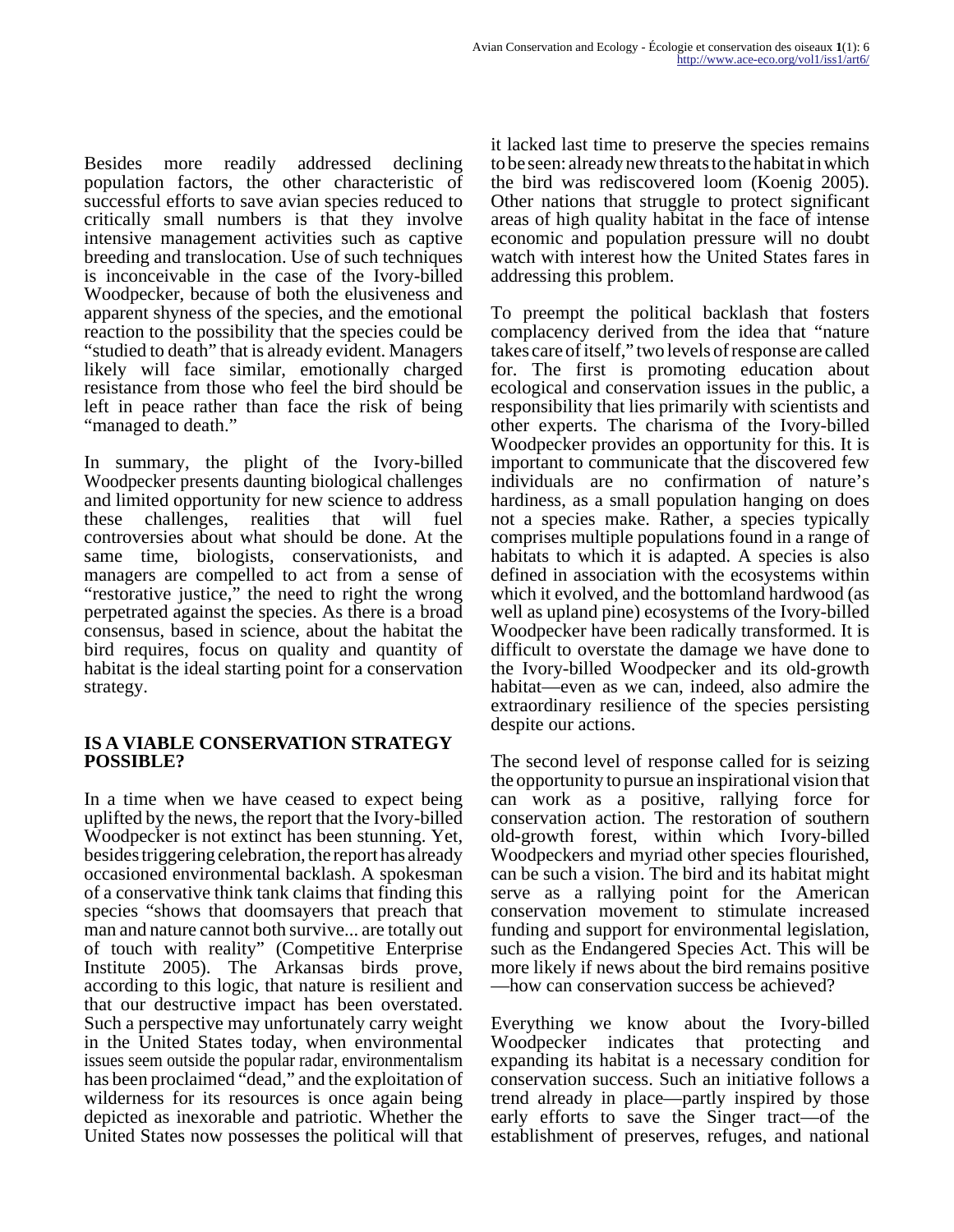Besides more readily addressed declining population factors, the other characteristic of successful efforts to save avian species reduced to critically small numbers is that they involve intensive management activities such as captive breeding and translocation. Use of such techniques is inconceivable in the case of the Ivory-billed Woodpecker, because of both the elusiveness and apparent shyness of the species, and the emotional reaction to the possibility that the species could be "studied to death" that is already evident. Managers likely will face similar, emotionally charged resistance from those who feel the bird should be left in peace rather than face the risk of being "managed to death."

In summary, the plight of the Ivory-billed Woodpecker presents daunting biological challenges and limited opportunity for new science to address these challenges, realities that will fuel controversies about what should be done. At the same time, biologists, conservationists, and managers are compelled to act from a sense of "restorative justice," the need to right the wrong perpetrated against the species. As there is a broad consensus, based in science, about the habitat the bird requires, focus on quality and quantity of habitat is the ideal starting point for a conservation strategy.

## IS A VIABLE CONSERVATION STRATEGY POSSIBLE?

In a time when we have ceased to expect being uplifted by the news, the report that the Ivory-billed Woodpecker is not extinct has been stunning. Yet, besides triggering celebration, the report has already occasioned environmental backlash. A spokesman of a conservative think tank claims that finding this species "shows that doomsayers that preach that man and nature cannot both survive... are totally out of touch with reality" (Competitive Enterprise Institute 2005). The Arkansas birds prove, according to this logic, that nature is resilient and that our destructive impact has been overstated. Such a perspective may unfortunately carry weight in the United States today, when environmental issues seem outside the popular radar, environmentalism has been proclaimed "dead," and the exploitation of wilderness for its resources is once again being depicted as inexorable and patriotic. Whether the United States now possesses the political will that it lacked last time to preserve the species remains to be seen: already new threats to the habitat in which the bird was rediscovered loom (Koenig 2005). Other nations that struggle to protect significant areas of high quality habitat in the face of intense economic and population pressure will no doubt watch with interest how the United States fares in addressing this problem.

To preempt the political backlash that fosters complacency derived from the idea that "nature takes care of itself," two levels of response are called for. The first is promoting education about ecological and conservation issues in the public, a responsibility that lies primarily with scientists and other experts. The charisma of the Ivory-billed Woodpecker provides an opportunity for this. It is important to communicate that the discovered few individuals are no confirmation of nature's hardiness, as a small population hanging on does not a species make. Rather, a species typically comprises multiple populations found in a range of habitats to which it is adapted. A species is also defined in association with the ecosystems within which it evolved, and the bottomland hardwood (as well as upland pine) ecosystems of the Ivory-billed Woodpecker have been radically transformed. It is difficult to overstate the damage we have done to the Ivory-billed Woodpecker and its old-growth habitat—even as we can, indeed, also admire the extraordinary resilience of the species persisting despite our actions.

The second level of response called for is seizing the opportunity to pursue an inspirational vision that can work as a positive, rallying force for conservation action. The restoration of southern old-growth forest, within which Ivory-billed Woodpeckers and myriad other species flourished, can be such a vision. The bird and its habitat might serve as a rallying point for the American conservation movement to stimulate increased funding and support for environmental legislation, such as the Endangered Species Act. This will be more likely if news about the bird remains positive—how can conservation success be achieved?

Everything we know about the Ivory-billed Woodpecker indicates that protecting and expanding its habitat is a necessary condition for conservation success. Such an initiative follows a trend already in place—partly inspired by those early efforts to save the Singer tract—of the establishment of preserves, refuges, and national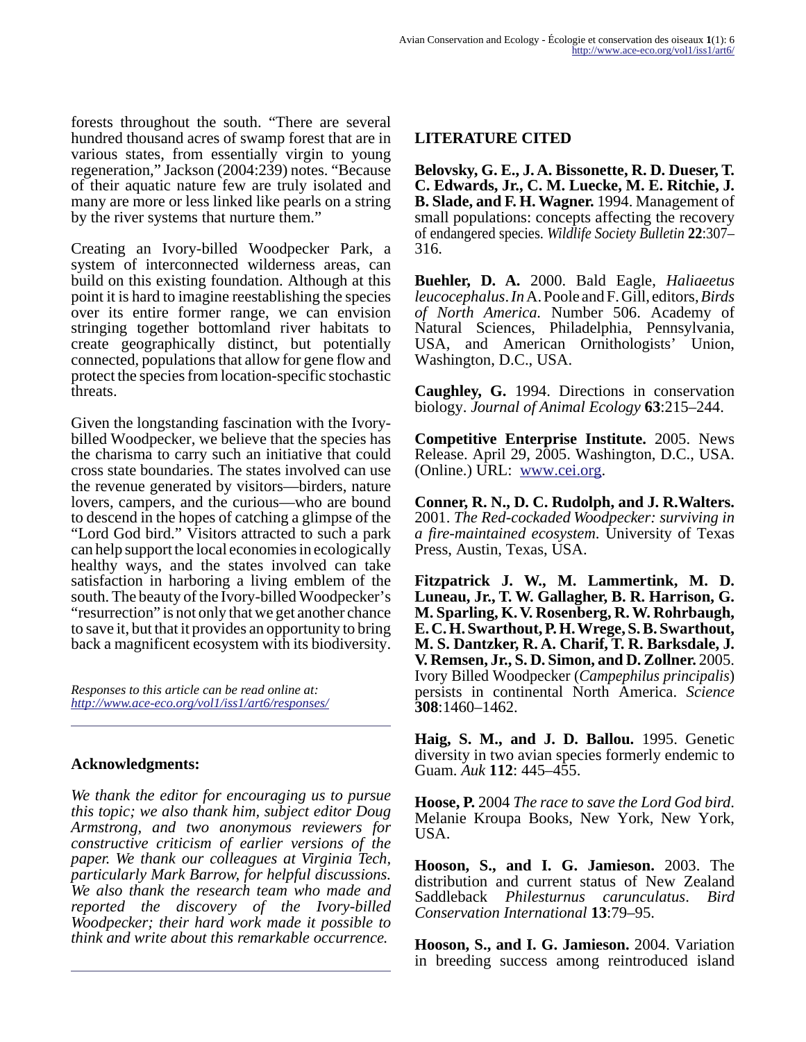forests throughout the south. "There are several hundred thousand acres of swamp forest that are in various states, from essentially virgin to young regeneration," Jackson (2004:239) notes. "Because of their aquatic nature few are truly isolated and many are more or less linked like pearls on a string by the river systems that nurture them."

Creating an Ivory-billed Woodpecker Park, a system of interconnected wilderness areas, can build on this existing foundation. Although at this point it is hard to imagine reestablishing the species over its entire former range, we can envision stringing together bottomland river habitats to create geographically distinct, but potentially connected, populations that allow for gene flow and protect the species from location-specific stochastic threats.

Given the longstanding fascination with the Ivory-billed Woodpecker, we believe that the species has the charisma to carry such an initiative that could cross state boundaries. The states involved can use the revenue generated by visitors—birders, nature lovers, campers, and the curious—who are bound to descend in the hopes of catching a glimpse of the "Lord God bird." Visitors attracted to such a park can help support the local economies in ecologically healthy ways, and the states involved can take satisfaction in harboring a living emblem of the south. The beauty of the Ivory-billed Woodpecker's "resurrection" is not only that we get another chance to save it, but that it provides an opportunity to bring back a magnificent ecosystem with its biodiversity.

*Responses to this article can be read online at: http://www.ace-eco.org/vol1/iss1/art6/responses/*

## Acknowledgments:

*We thank the editor for encouraging us to pursue this topic; we also thank him, subject editor Doug Armstrong, and two anonymous reviewers for constructive criticism of earlier versions of the paper. We thank our colleagues at Virginia Tech, particularly Mark Barrow, for helpful discussions. We also thank the research team who made and reported the discovery of the Ivory-billed Woodpecker; their hard work made it possible to think and write about this remarkable occurrence.*

## LITERATURE CITED

**Belovsky, G. E., J. A. Bissonette, R. D. Dueser, T. C. Edwards, Jr., C. M. Luecke, M. E. Ritchie, J. B. Slade, and F. H. Wagner.** 1994. Management of small populations: concepts affecting the recovery of endangered species. *Wildlife Society Bulletin* **22**:307–316.

**Buehler, D. A.** 2000. Bald Eagle, *Haliaeetus leucocephalus*. *In* A. Poole and F. Gill, editors, *Birds of North America.* Number 506. Academy of Natural Sciences, Philadelphia, Pennsylvania, USA, and American Ornithologists' Union, Washington, D.C., USA.

**Caughley, G.** 1994. Directions in conservation biology. *Journal of Animal Ecology* **63**:215–244.

**Competitive Enterprise Institute.** 2005. News Release. April 29, 2005. Washington, D.C., USA. (Online.) URL: www.cei.org.

**Conner, R. N., D. C. Rudolph, and J. R.Walters.** 2001. *The Red-cockaded Woodpecker: surviving in a fire-maintained ecosystem*. University of Texas Press, Austin, Texas, USA.

**Fitzpatrick J. W., M. Lammertink, M. D. Luneau, Jr., T. W. Gallagher, B. R. Harrison, G. M. Sparling, K. V. Rosenberg, R. W. Rohrbaugh, E. C. H. Swarthout, P. H. Wrege, S. B. Swarthout, M. S. Dantzker, R. A. Charif, T. R. Barksdale, J. V. Remsen, Jr., S. D. Simon, and D. Zollner.** 2005. Ivory Billed Woodpecker (*Campephilus principalis*) persists in continental North America. *Science* **308**:1460–1462.

**Haig, S. M., and J. D. Ballou.** 1995. Genetic diversity in two avian species formerly endemic to Guam. *Auk* **112**: 445–455.

**Hoose, P.** 2004 *The race to save the Lord God bird*. Melanie Kroupa Books, New York, New York, USA.

**Hooson, S., and I. G. Jamieson.** 2003. The distribution and current status of New Zealand Saddleback *Philesturnus carunculatus*. *Bird Conservation International* **13**:79–95.

**Hooson, S., and I. G. Jamieson.** 2004. Variation in breeding success among reintroduced island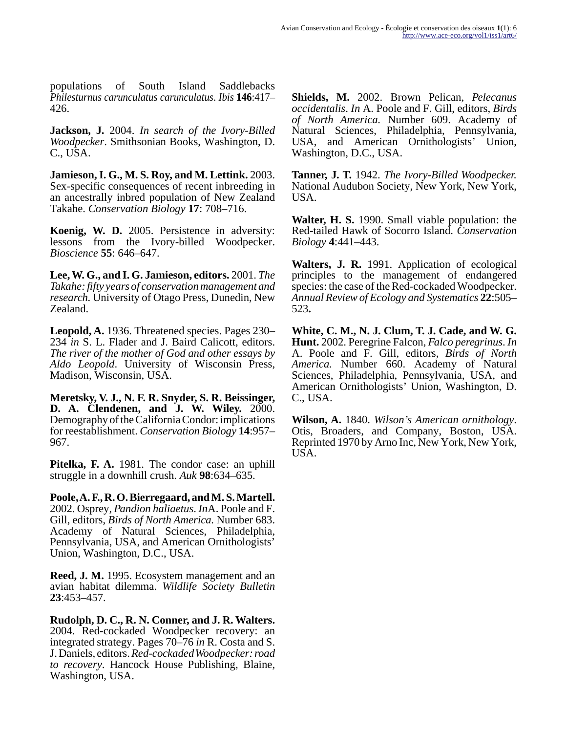populations of South Island Saddlebacks *Philesturnus carunculatus carunculatus*. *Ibis* **146**:417–426.

**Jackson, J.** 2004. *In search of the Ivory-Billed Woodpecker*. Smithsonian Books, Washington, D. C., USA.

**Jamieson, I. G., M. S. Roy, and M. Lettink.** 2003. Sex-specific consequences of recent inbreeding in an ancestrally inbred population of New Zealand Takahe. *Conservation Biology* **17**: 708–716.

**Koenig, W. D.** 2005. Persistence in adversity: lessons from the Ivory-billed Woodpecker. *Bioscience* **55**: 646–647.

**Lee, W. G., and I. G. Jamieson, editors.** 2001. *The Takahe: fifty years of conservation management and research.* University of Otago Press, Dunedin, New Zealand.

**Leopold, A.** 1936. Threatened species. Pages 230–234 *in* S. L. Flader and J. Baird Calicott, editors. *The river of the mother of God and other essays by Aldo Leopold*. University of Wisconsin Press, Madison, Wisconsin, USA.

**Meretsky, V. J., N. F. R. Snyder, S. R. Beissinger, D. A. Clendenen, and J. W. Wiley.** 2000. Demography of the California Condor: implications for reestablishment. *Conservation Biology* **14**:957–967.

**Pitelka, F. A.** 1981. The condor case: an uphill struggle in a downhill crush. *Auk* **98**:634–635.

**Poole, A. F., R. O. Bierregaard, and M. S. Martell.** 2002. Osprey, *Pandion haliaetus*. *In* A. Poole and F. Gill, editors, *Birds of North America.* Number 683. Academy of Natural Sciences, Philadelphia, Pennsylvania, USA, and American Ornithologists' Union, Washington, D.C., USA.

**Reed, J. M.** 1995. Ecosystem management and an avian habitat dilemma. *Wildlife Society Bulletin* **23**:453–457.

**Rudolph, D. C., R. N. Conner, and J. R. Walters.** 2004. Red-cockaded Woodpecker recovery: an integrated strategy. Pages 70–76 *in* R. Costa and S. J. Daniels, editors. *Red-cockaded Woodpecker: road to recovery*. Hancock House Publishing, Blaine, Washington, USA.

**Shields, M.** 2002. Brown Pelican, *Pelecanus occidentalis*. *In* A. Poole and F. Gill, editors, *Birds of North America.* Number 609. Academy of Natural Sciences, Philadelphia, Pennsylvania, USA, and American Ornithologists' Union, Washington, D.C., USA.

**Tanner, J. T.** 1942. *The Ivory-Billed Woodpecker.* National Audubon Society, New York, New York, USA.

**Walter, H. S.** 1990. Small viable population: the Red-tailed Hawk of Socorro Island. *Conservation Biology* **4**:441–443.

**Walters, J. R.** 1991. Application of ecological principles to the management of endangered species: the case of the Red-cockaded Woodpecker. *Annual Review of Ecology and Systematics* **22**:505–523**.**

**White, C. M., N. J. Clum, T. J. Cade, and W. G. Hunt.** 2002. Peregrine Falcon, *Falco peregrinus*. *In* A. Poole and F. Gill, editors, *Birds of North America.* Number 660. Academy of Natural Sciences, Philadelphia, Pennsylvania, USA, and American Ornithologists' Union, Washington, D. C., USA.

**Wilson, A.** 1840. *Wilson's American ornithology*. Otis, Broaders, and Company, Boston, USA. Reprinted 1970 by Arno Inc, New York, New York, USA.